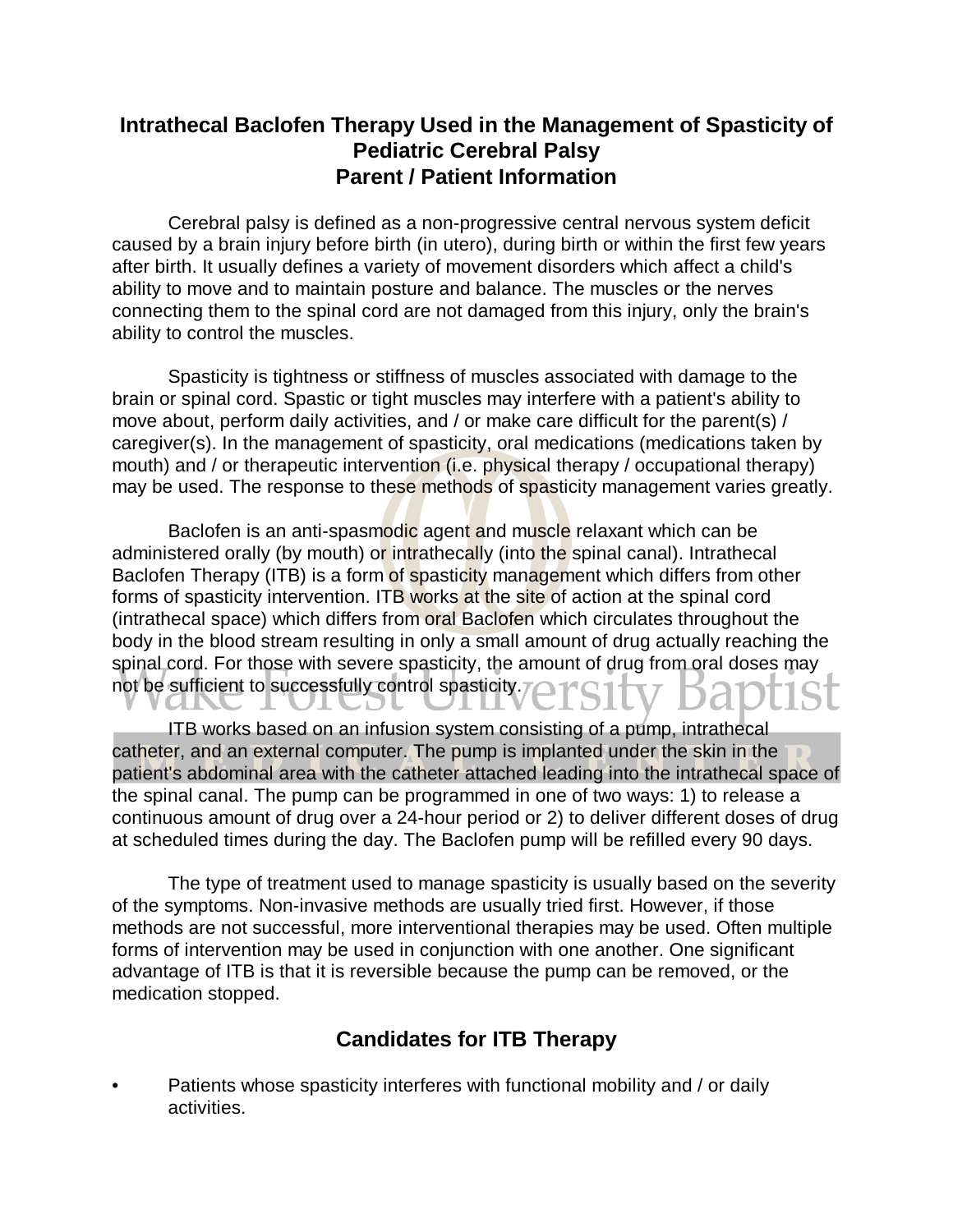# Intrathecal Baclofen Therapy Used in the Management of Spasticity of Pediatric Cerebral Palsy
# Parent / Patient Information

Cerebral palsy is defined as a non-progressive central nervous system deficit caused by a brain injury before birth (in utero), during birth or within the first few years after birth. It usually defines a variety of movement disorders which affect a child's ability to move and to maintain posture and balance. The muscles or the nerves connecting them to the spinal cord are not damaged from this injury, only the brain's ability to control the muscles.

Spasticity is tightness or stiffness of muscles associated with damage to the brain or spinal cord. Spastic or tight muscles may interfere with a patient's ability to move about, perform daily activities, and / or make care difficult for the parent(s) / caregiver(s). In the management of spasticity, oral medications (medications taken by mouth) and / or therapeutic intervention (i.e. physical therapy / occupational therapy) may be used. The response to these methods of spasticity management varies greatly.

Baclofen is an anti-spasmodic agent and muscle relaxant which can be administered orally (by mouth) or intrathecally (into the spinal canal). Intrathecal Baclofen Therapy (ITB) is a form of spasticity management which differs from other forms of spasticity intervention. ITB works at the site of action at the spinal cord (intrathecal space) which differs from oral Baclofen which circulates throughout the body in the blood stream resulting in only a small amount of drug actually reaching the spinal cord. For those with severe spasticity, the amount of drug from oral doses may not be sufficient to successfully control spasticity.

ITB works based on an infusion system consisting of a pump, intrathecal catheter, and an external computer. The pump is implanted under the skin in the patient's abdominal area with the catheter attached leading into the intrathecal space of the spinal canal. The pump can be programmed in one of two ways: 1) to release a continuous amount of drug over a 24-hour period or 2) to deliver different doses of drug at scheduled times during the day. The Baclofen pump will be refilled every 90 days.

The type of treatment used to manage spasticity is usually based on the severity of the symptoms. Non-invasive methods are usually tried first. However, if those methods are not successful, more interventional therapies may be used. Often multiple forms of intervention may be used in conjunction with one another. One significant advantage of ITB is that it is reversible because the pump can be removed, or the medication stopped.

## Candidates for ITB Therapy

- Patients whose spasticity interferes with functional mobility and / or daily activities.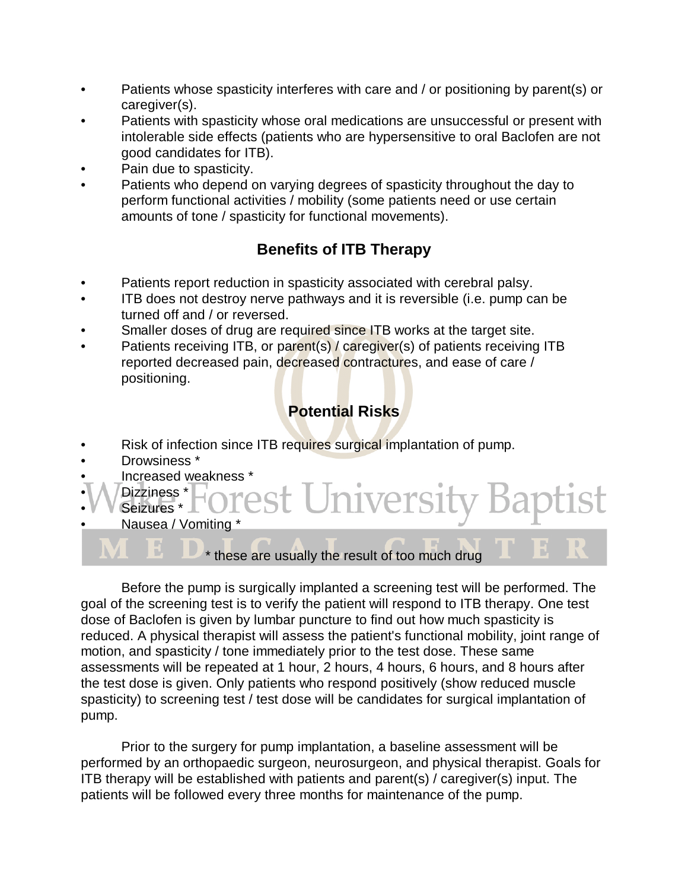- Patients whose spasticity interferes with care and / or positioning by parent(s) or caregiver(s).
- Patients with spasticity whose oral medications are unsuccessful or present with intolerable side effects (patients who are hypersensitive to oral Baclofen are not good candidates for ITB).
- Pain due to spasticity.
- Patients who depend on varying degrees of spasticity throughout the day to perform functional activities / mobility (some patients need or use certain amounts of tone / spasticity for functional movements).

## Benefits of ITB Therapy

- Patients report reduction in spasticity associated with cerebral palsy.
- ITB does not destroy nerve pathways and it is reversible (i.e. pump can be turned off and / or reversed.
- Smaller doses of drug are required since ITB works at the target site.
- Patients receiving ITB, or parent(s) / caregiver(s) of patients receiving ITB reported decreased pain, decreased contractures, and ease of care / positioning.

## Potential Risks

- Risk of infection since ITB requires surgical implantation of pump.
- Drowsiness *
- Increased weakness *
- Dizziness *
- Seizures *
- Nausea / Vomiting *

\* these are usually the result of too much drug

Before the pump is surgically implanted a screening test will be performed. The goal of the screening test is to verify the patient will respond to ITB therapy. One test dose of Baclofen is given by lumbar puncture to find out how much spasticity is reduced. A physical therapist will assess the patient's functional mobility, joint range of motion, and spasticity / tone immediately prior to the test dose. These same assessments will be repeated at 1 hour, 2 hours, 4 hours, 6 hours, and 8 hours after the test dose is given. Only patients who respond positively (show reduced muscle spasticity) to screening test / test dose will be candidates for surgical implantation of pump.

Prior to the surgery for pump implantation, a baseline assessment will be performed by an orthopaedic surgeon, neurosurgeon, and physical therapist. Goals for ITB therapy will be established with patients and parent(s) / caregiver(s) input. The patients will be followed every three months for maintenance of the pump.